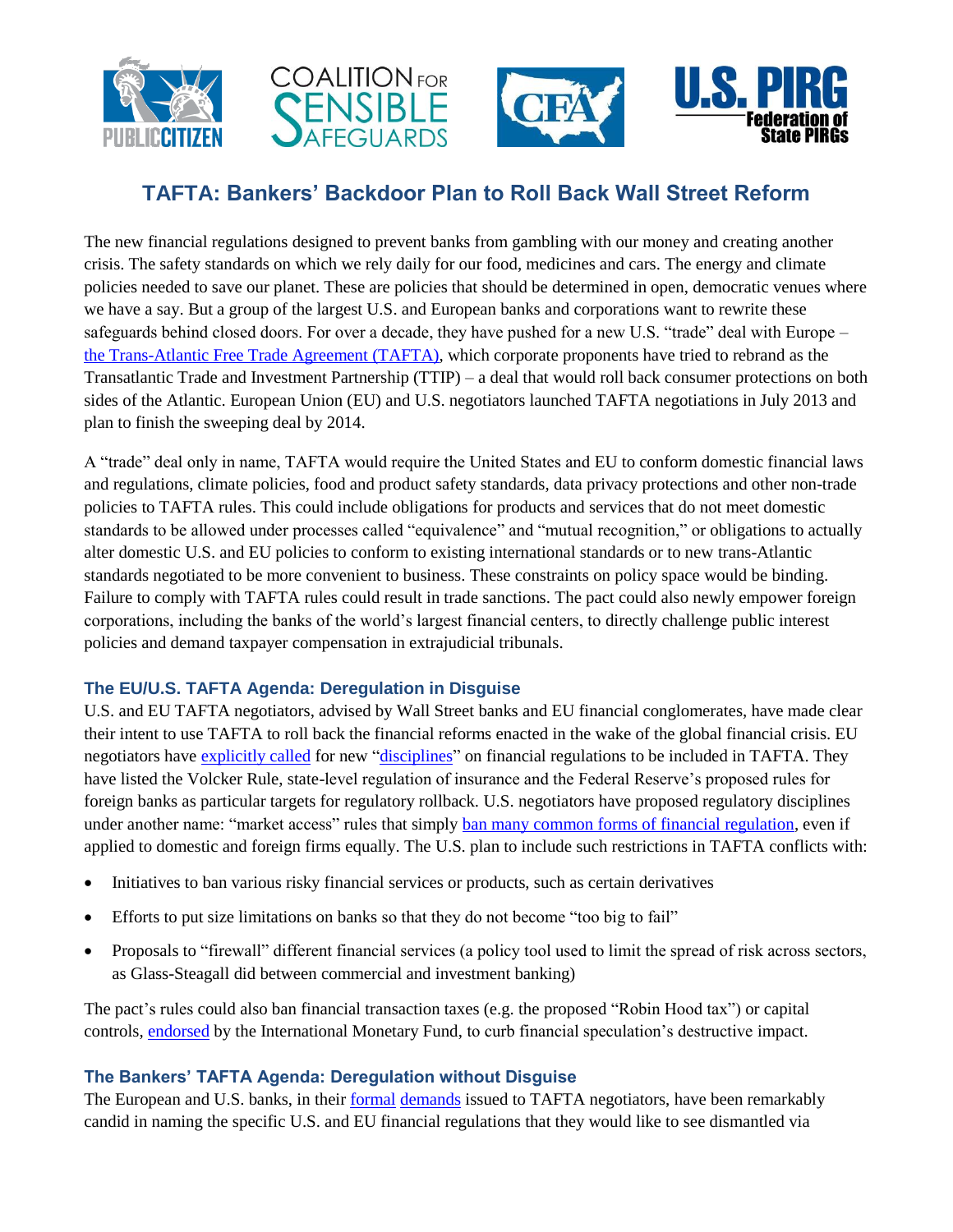# TAFTA: Bankers' Backdoor Plan to Roll Back Wall Street Reform

The new financial regulations designed to prevent banks from gambling with our money and creating another crisis. The safety standards on which we rely daily for our food, medicines and cars. The energy and climate policies needed to save our planet. These are policies that should be determined in open, democratic venues where we have a say. But a group of the largest U.S. and European banks and corporations want to rewrite these safeguards behind closed doors. For over a decade, they have pushed for a new U.S. "trade" deal with Europe – the Trans-Atlantic Free Trade Agreement (TAFTA), which corporate proponents have tried to rebrand as the Transatlantic Trade and Investment Partnership (TTIP) – a deal that would roll back consumer protections on both sides of the Atlantic. European Union (EU) and U.S. negotiators launched TAFTA negotiations in July 2013 and plan to finish the sweeping deal by 2014.

A "trade" deal only in name, TAFTA would require the United States and EU to conform domestic financial laws and regulations, climate policies, food and product safety standards, data privacy protections and other non-trade policies to TAFTA rules. This could include obligations for products and services that do not meet domestic standards to be allowed under processes called "equivalence" and "mutual recognition," or obligations to actually alter domestic U.S. and EU policies to conform to existing international standards or to new trans-Atlantic standards negotiated to be more convenient to business. These constraints on policy space would be binding. Failure to comply with TAFTA rules could result in trade sanctions. The pact could also newly empower foreign corporations, including the banks of the world's largest financial centers, to directly challenge public interest policies and demand taxpayer compensation in extrajudicial tribunals.

### The EU/U.S. TAFTA Agenda: Deregulation in Disguise

U.S. and EU TAFTA negotiators, advised by Wall Street banks and EU financial conglomerates, have made clear their intent to use TAFTA to roll back the financial reforms enacted in the wake of the global financial crisis. EU negotiators have explicitly called for new "disciplines" on financial regulations to be included in TAFTA. They have listed the Volcker Rule, state-level regulation of insurance and the Federal Reserve's proposed rules for foreign banks as particular targets for regulatory rollback. U.S. negotiators have proposed regulatory disciplines under another name: "market access" rules that simply ban many common forms of financial regulation, even if applied to domestic and foreign firms equally. The U.S. plan to include such restrictions in TAFTA conflicts with:

- Initiatives to ban various risky financial services or products, such as certain derivatives
- Efforts to put size limitations on banks so that they do not become "too big to fail"
- Proposals to "firewall" different financial services (a policy tool used to limit the spread of risk across sectors, as Glass-Steagall did between commercial and investment banking)

The pact's rules could also ban financial transaction taxes (e.g. the proposed "Robin Hood tax") or capital controls, endorsed by the International Monetary Fund, to curb financial speculation's destructive impact.

### The Bankers' TAFTA Agenda: Deregulation without Disguise

The European and U.S. banks, in their formal demands issued to TAFTA negotiators, have been remarkably candid in naming the specific U.S. and EU financial regulations that they would like to see dismantled via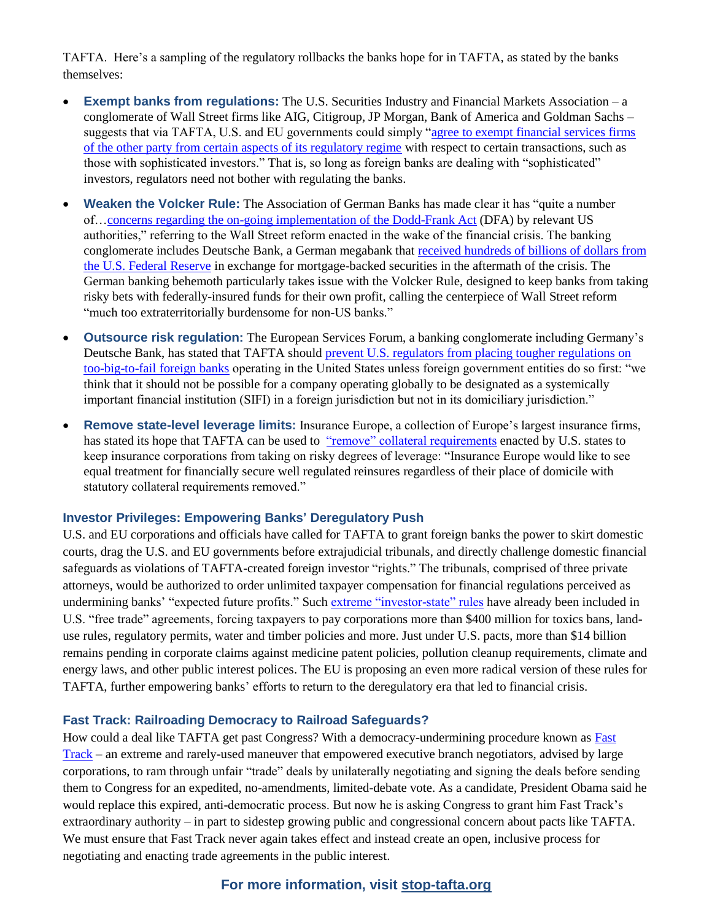TAFTA. Here's a sampling of the regulatory rollbacks the banks hope for in TAFTA, as stated by the banks themselves:

- **Exempt banks from regulations:** The U.S. Securities Industry and Financial Markets Association – a conglomerate of Wall Street firms like AIG, Citigroup, JP Morgan, Bank of America and Goldman Sachs – suggests that via TAFTA, U.S. and EU governments could simply "agree to exempt financial services firms of the other party from certain aspects of its regulatory regime with respect to certain transactions, such as those with sophisticated investors." That is, so long as foreign banks are dealing with "sophisticated" investors, regulators need not bother with regulating the banks.
- **Weaken the Volcker Rule:** The Association of German Banks has made clear it has "quite a number of…concerns regarding the on-going implementation of the Dodd-Frank Act (DFA) by relevant US authorities," referring to the Wall Street reform enacted in the wake of the financial crisis. The banking conglomerate includes Deutsche Bank, a German megabank that received hundreds of billions of dollars from the U.S. Federal Reserve in exchange for mortgage-backed securities in the aftermath of the crisis. The German banking behemoth particularly takes issue with the Volcker Rule, designed to keep banks from taking risky bets with federally-insured funds for their own profit, calling the centerpiece of Wall Street reform "much too extraterritorially burdensome for non-US banks."
- **Outsource risk regulation:** The European Services Forum, a banking conglomerate including Germany's Deutsche Bank, has stated that TAFTA should prevent U.S. regulators from placing tougher regulations on too-big-to-fail foreign banks operating in the United States unless foreign government entities do so first: "we think that it should not be possible for a company operating globally to be designated as a systemically important financial institution (SIFI) in a foreign jurisdiction but not in its domiciliary jurisdiction."
- **Remove state-level leverage limits:** Insurance Europe, a collection of Europe's largest insurance firms, has stated its hope that TAFTA can be used to "remove" collateral requirements enacted by U.S. states to keep insurance corporations from taking on risky degrees of leverage: "Insurance Europe would like to see equal treatment for financially secure well regulated reinsures regardless of their place of domicile with statutory collateral requirements removed."

### Investor Privileges: Empowering Banks' Deregulatory Push

U.S. and EU corporations and officials have called for TAFTA to grant foreign banks the power to skirt domestic courts, drag the U.S. and EU governments before extrajudicial tribunals, and directly challenge domestic financial safeguards as violations of TAFTA-created foreign investor "rights." The tribunals, comprised of three private attorneys, would be authorized to order unlimited taxpayer compensation for financial regulations perceived as undermining banks' "expected future profits." Such extreme "investor-state" rules have already been included in U.S. "free trade" agreements, forcing taxpayers to pay corporations more than $400 million for toxics bans, land-use rules, regulatory permits, water and timber policies and more. Just under U.S. pacts, more than $14 billion remains pending in corporate claims against medicine patent policies, pollution cleanup requirements, climate and energy laws, and other public interest polices. The EU is proposing an even more radical version of these rules for TAFTA, further empowering banks' efforts to return to the deregulatory era that led to financial crisis.

### Fast Track: Railroading Democracy to Railroad Safeguards?

How could a deal like TAFTA get past Congress? With a democracy-undermining procedure known as Fast Track – an extreme and rarely-used maneuver that empowered executive branch negotiators, advised by large corporations, to ram through unfair "trade" deals by unilaterally negotiating and signing the deals before sending them to Congress for an expedited, no-amendments, limited-debate vote. As a candidate, President Obama said he would replace this expired, anti-democratic process. But now he is asking Congress to grant him Fast Track's extraordinary authority – in part to sidestep growing public and congressional concern about pacts like TAFTA. We must ensure that Fast Track never again takes effect and instead create an open, inclusive process for negotiating and enacting trade agreements in the public interest.

**For more information, visit stop-tafta.org**